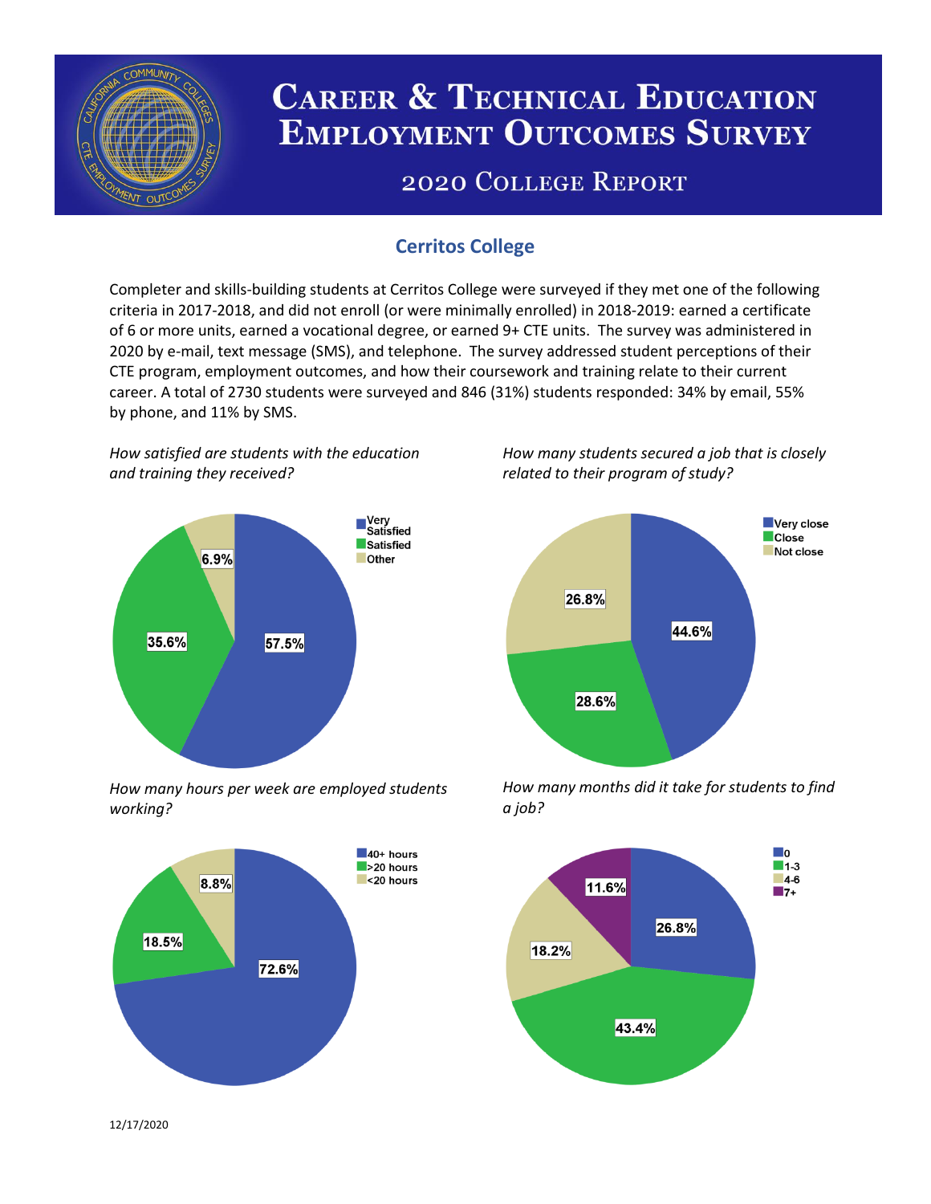# Career & Technical Education Employment Outcomes Survey

## 2020 College Report

### Cerritos College

Completer and skills-building students at Cerritos College were surveyed if they met one of the following criteria in 2017-2018, and did not enroll (or were minimally enrolled) in 2018-2019: earned a certificate of 6 or more units, earned a vocational degree, or earned 9+ CTE units. The survey was administered in 2020 by e-mail, text message (SMS), and telephone. The survey addressed student perceptions of their CTE program, employment outcomes, and how their coursework and training relate to their current career. A total of 2730 students were surveyed and 846 (31%) students responded: 34% by email, 55% by phone, and 11% by SMS.

*How satisfied are students with the education and training they received?*

| Response | Percent |
| --- | --- |
| Very Satisfied | 57.5% |
| Satisfied | 35.6% |
| Other | 6.9% |

*How many students secured a job that is closely related to their program of study?*

| Response | Percent |
| --- | --- |
| Very close | 44.6% |
| Close | 28.6% |
| Not close | 26.8% |

*How many hours per week are employed students working?*

| Response | Percent |
| --- | --- |
| 40+ hours | 72.6% |
| >20 hours | 18.5% |
| <20 hours | 8.8% |

*How many months did it take for students to find a job?*

| Response | Percent |
| --- | --- |
| 0 | 26.8% |
| 1-3 | 43.4% |
| 4-6 | 18.2% |
| 7+ | 11.6% |

12/17/2020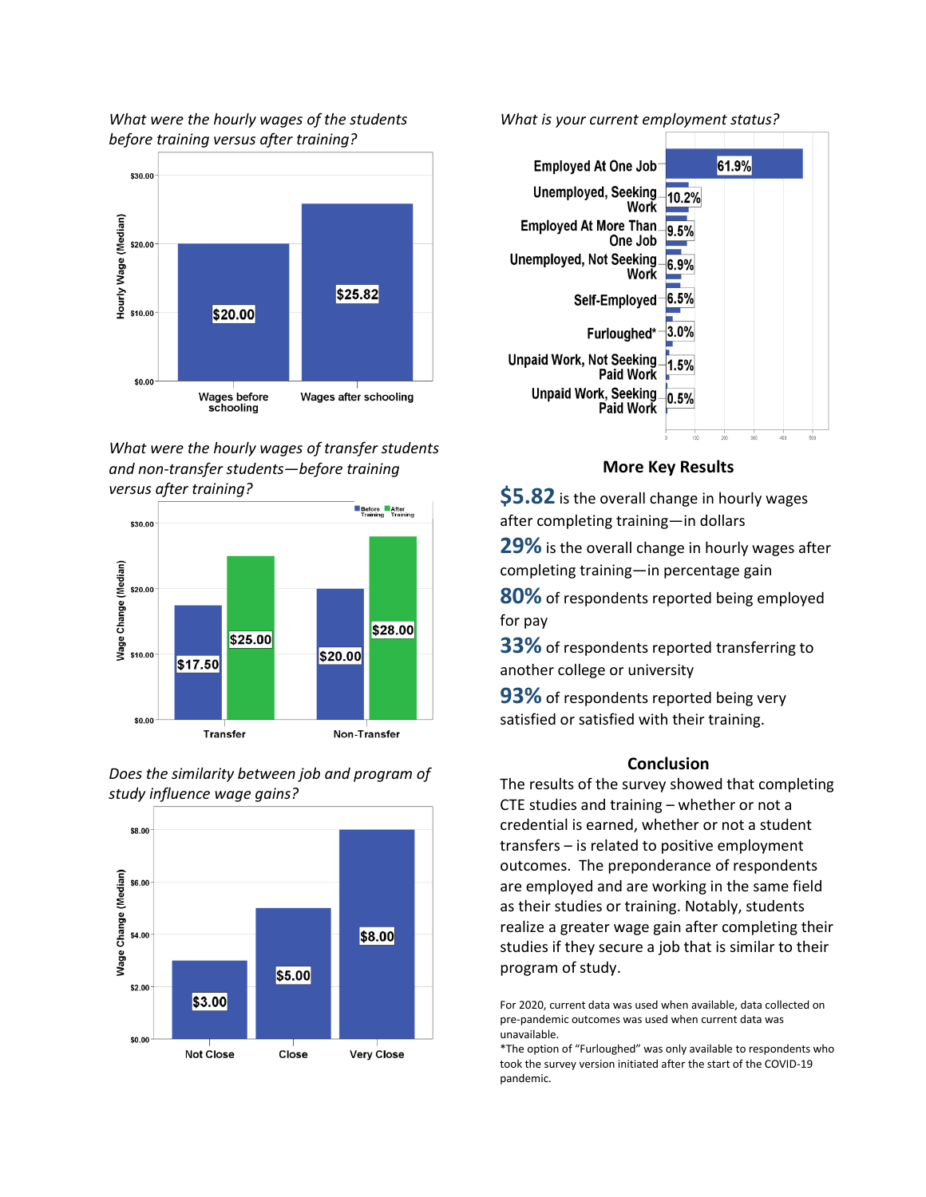*What were the hourly wages of the students before training versus after training?*

$30.00
$20.00
$10.00
$0.00
Hourly Wage (Median)
$20.00
$25.82
Wages before schooling
Wages after schooling

*What were the hourly wages of transfer students and non-transfer students—before training versus after training?*

Before Training
After Training
$30.00
$20.00
$10.00
$0.00
Wage Change (Median)
$17.50
$25.00
$20.00
$28.00
Transfer
Non-Transfer

*Does the similarity between job and program of study influence wage gains?*

$8.00
$6.00
$4.00
$2.00
$0.00
Wage Change (Median)
$3.00
$5.00
$8.00
Not Close
Close
Very Close

*What is your current employment status?*

Employed At One Job
61.9%
Unemployed, Seeking Work
10.2%
Employed At More Than One Job
9.5%
Unemployed, Not Seeking Work
6.9%
Self-Employed
6.5%
Furloughed*
3.0%
Unpaid Work, Not Seeking Paid Work
1.5%
Unpaid Work, Seeking Paid Work
0.5%
0
100
200
300
400
500

## More Key Results

**$5.82** is the overall change in hourly wages after completing training—in dollars

**29%** is the overall change in hourly wages after completing training—in percentage gain

**80%** of respondents reported being employed for pay

**33%** of respondents reported transferring to another college or university

**93%** of respondents reported being very satisfied or satisfied with their training.

## Conclusion

The results of the survey showed that completing CTE studies and training – whether or not a credential is earned, whether or not a student transfers – is related to positive employment outcomes. The preponderance of respondents are employed and are working in the same field as their studies or training. Notably, students realize a greater wage gain after completing their studies if they secure a job that is similar to their program of study.

For 2020, current data was used when available, data collected on pre-pandemic outcomes was used when current data was unavailable.
*The option of "Furloughed" was only available to respondents who took the survey version initiated after the start of the COVID-19 pandemic.